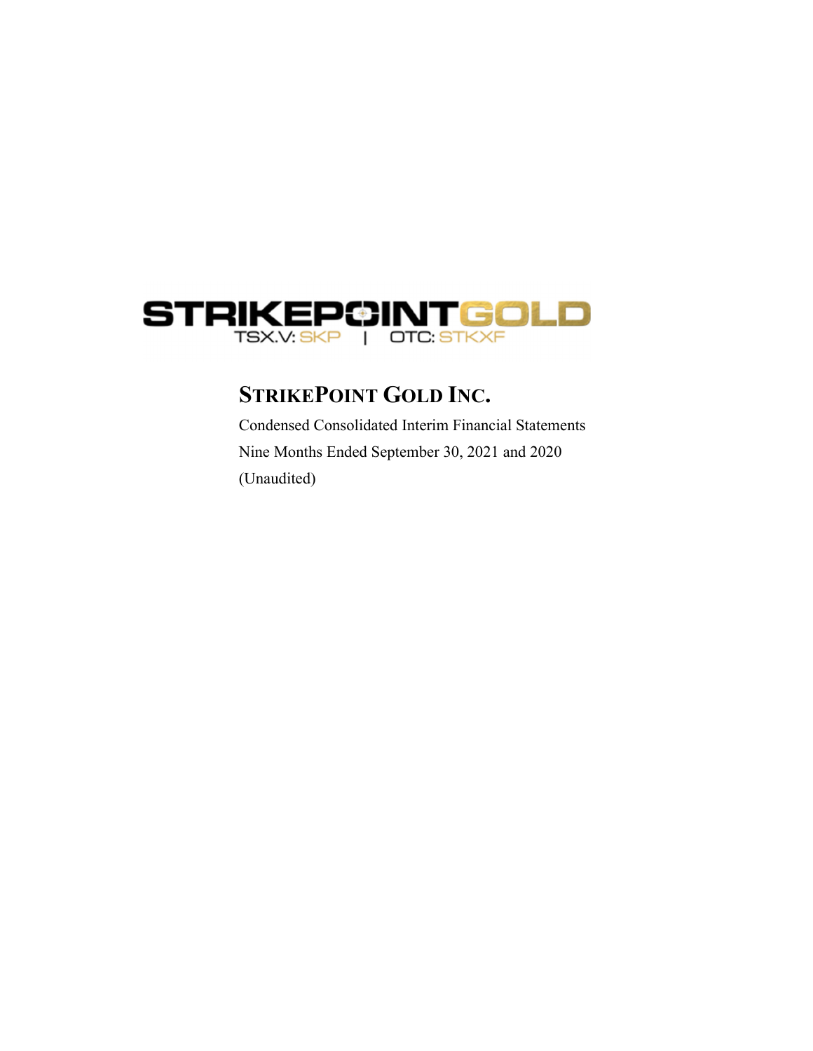STRIKEPOINTGOLD

TSX.V: SKP | OTC: STKXF

# STRIKEPOINT GOLD INC.

Condensed Consolidated Interim Financial Statements

Nine Months Ended September 30, 2021 and 2020

(Unaudited)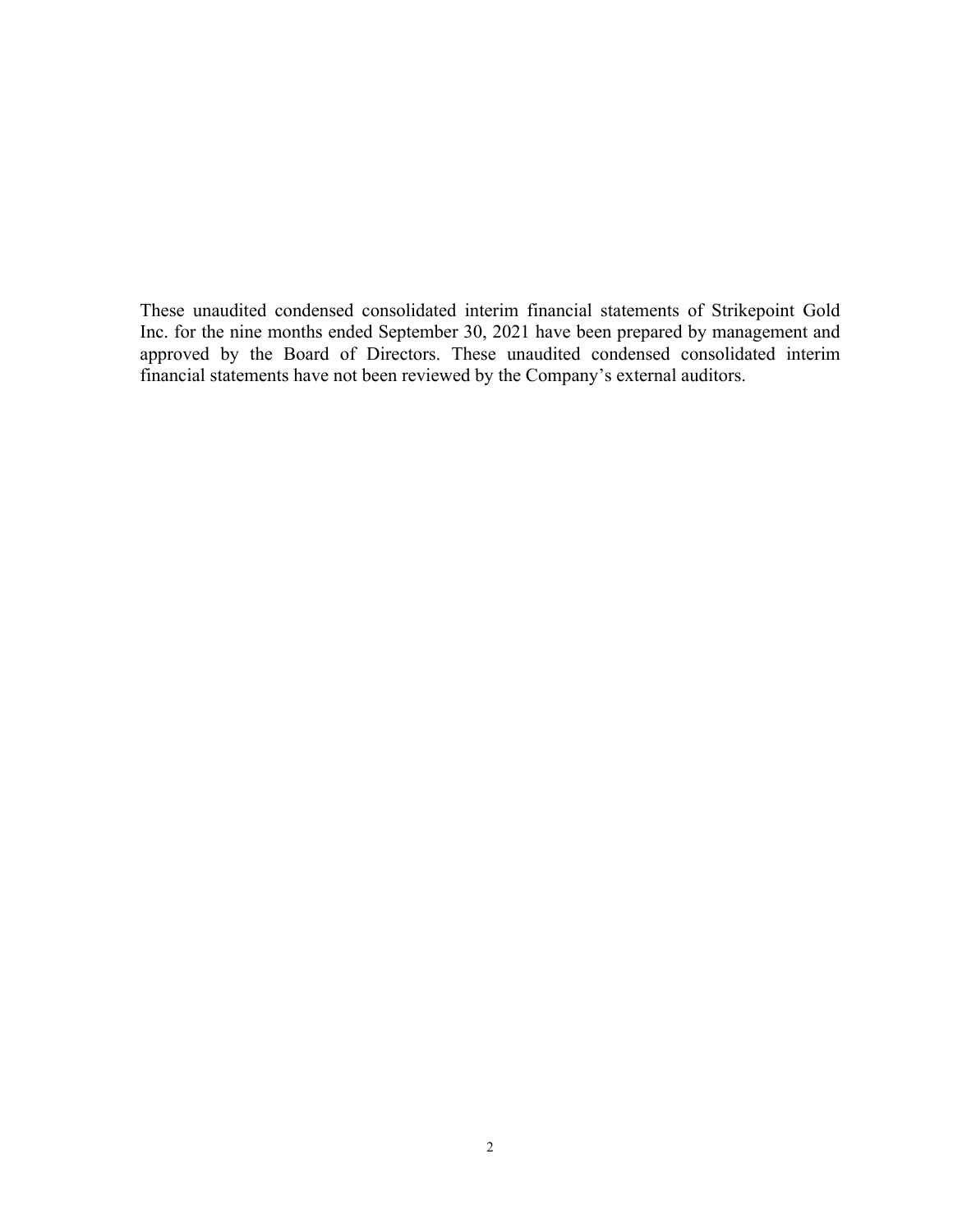These unaudited condensed consolidated interim financial statements of Strikepoint Gold Inc. for the nine months ended September 30, 2021 have been prepared by management and approved by the Board of Directors. These unaudited condensed consolidated interim financial statements have not been reviewed by the Company's external auditors.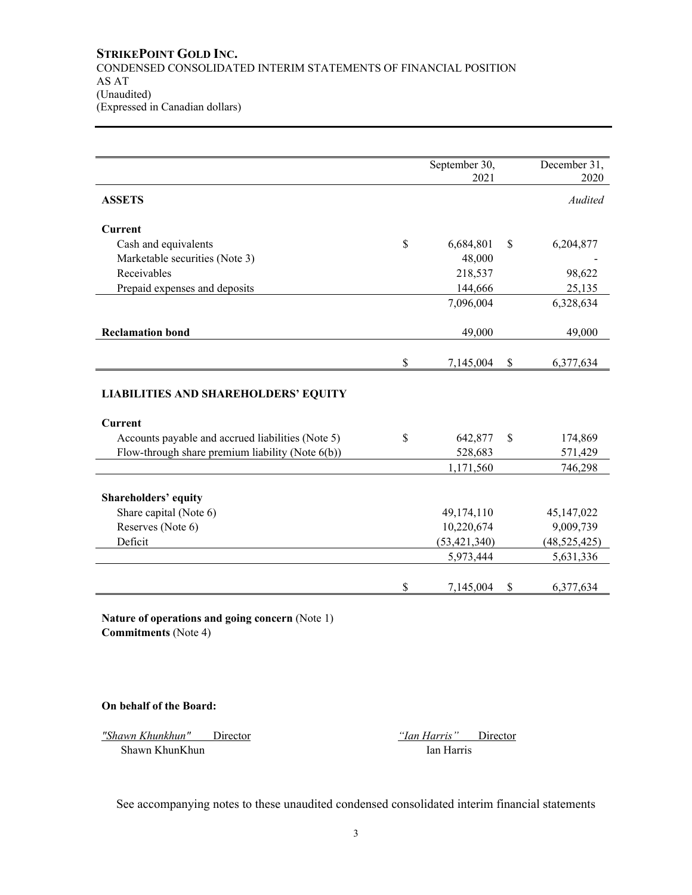**STRIKEPOINT GOLD INC.**
CONDENSED CONSOLIDATED INTERIM STATEMENTS OF FINANCIAL POSITION
AS AT
(Unaudited)
(Expressed in Canadian dollars)

| | September 30, 2021 | December 31, 2020 |
|---|---|---|
| **ASSETS** | | *Audited* |
| **Current** | | |
| Cash and equivalents | $ 6,684,801 | $ 6,204,877 |
| Marketable securities (Note 3) | 48,000 | - |
| Receivables | 218,537 | 98,622 |
| Prepaid expenses and deposits | 144,666 | 25,135 |
| | 7,096,004 | 6,328,634 |
| **Reclamation bond** | 49,000 | 49,000 |
| | $ 7,145,004 | $ 6,377,634 |
| **LIABILITIES AND SHAREHOLDERS' EQUITY** | | |
| **Current** | | |
| Accounts payable and accrued liabilities (Note 5) | $ 642,877 | $ 174,869 |
| Flow-through share premium liability (Note 6(b)) | 528,683 | 571,429 |
| | 1,171,560 | 746,298 |
| **Shareholders' equity** | | |
| Share capital (Note 6) | 49,174,110 | 45,147,022 |
| Reserves (Note 6) | 10,220,674 | 9,009,739 |
| Deficit | (53,421,340) | (48,525,425) |
| | 5,973,444 | 5,631,336 |
| | $ 7,145,004 | $ 6,377,634 |

**Nature of operations and going concern** (Note 1)
**Commitments** (Note 4)

**On behalf of the Board:**

*"Shawn Khunkhun"* Director
Shawn KhunKhun

*"Ian Harris"* Director
Ian Harris

See accompanying notes to these unaudited condensed consolidated interim financial statements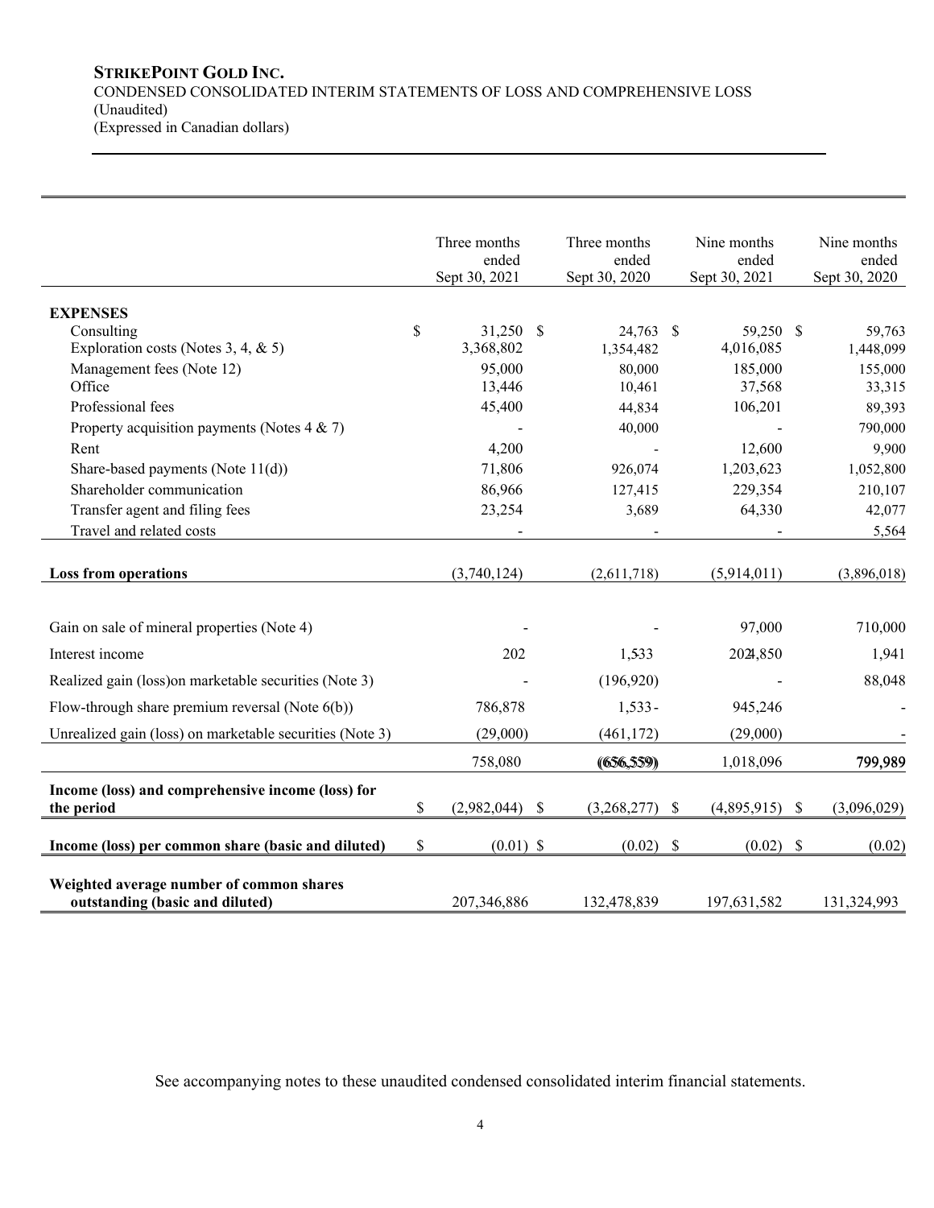**STRIKEPOINT GOLD INC.**

CONDENSED CONSOLIDATED INTERIM STATEMENTS OF LOSS AND COMPREHENSIVE LOSS
(Unaudited)
(Expressed in Canadian dollars)

| | Three months ended Sept 30, 2021 | Three months ended Sept 30, 2020 | Nine months ended Sept 30, 2021 | Nine months ended Sept 30, 2020 |
|---|---|---|---|---|
| **EXPENSES** | | | | |
| Consulting | $ 31,250 | $ 24,763 | $ 59,250 | $ 59,763 |
| Exploration costs (Notes 3, 4, & 5) | 3,368,802 | 1,354,482 | 4,016,085 | 1,448,099 |
| Management fees (Note 12) | 95,000 | 80,000 | 185,000 | 155,000 |
| Office | 13,446 | 10,461 | 37,568 | 33,315 |
| Professional fees | 45,400 | 44,834 | 106,201 | 89,393 |
| Property acquisition payments (Notes 4 & 7) | - | 40,000 | - | 790,000 |
| Rent | 4,200 | - | 12,600 | 9,900 |
| Share-based payments (Note 11(d)) | 71,806 | 926,074 | 1,203,623 | 1,052,800 |
| Shareholder communication | 86,966 | 127,415 | 229,354 | 210,107 |
| Transfer agent and filing fees | 23,254 | 3,689 | 64,330 | 42,077 |
| Travel and related costs | - | - | - | 5,564 |
| **Loss from operations** | (3,740,124) | (2,611,718) | (5,914,011) | (3,896,018) |
| Gain on sale of mineral properties (Note 4) | - | - | 97,000 | 710,000 |
| Interest income | 202 | 1,533 | 204,850 | 1,941 |
| Realized gain (loss)on marketable securities (Note 3) | - | (196,920) | - | 88,048 |
| Flow-through share premium reversal (Note 6(b)) | 786,878 | 1,533- | 945,246 | - |
| Unrealized gain (loss) on marketable securities (Note 3) | (29,000) | (461,172) | (29,000) | - |
| | 758,080 | (656,559) | 1,018,096 | 799,989 |
| **Income (loss) and comprehensive income (loss) for the period** | $ (2,982,044) | $ (3,268,277) | $ (4,895,915) | $ (3,096,029) |
| **Income (loss) per common share (basic and diluted)** | $ (0.01) | $ (0.02) | $ (0.02) | $ (0.02) |
| **Weighted average number of common shares outstanding (basic and diluted)** | 207,346,886 | 132,478,839 | 197,631,582 | 131,324,993 |

See accompanying notes to these unaudited condensed consolidated interim financial statements.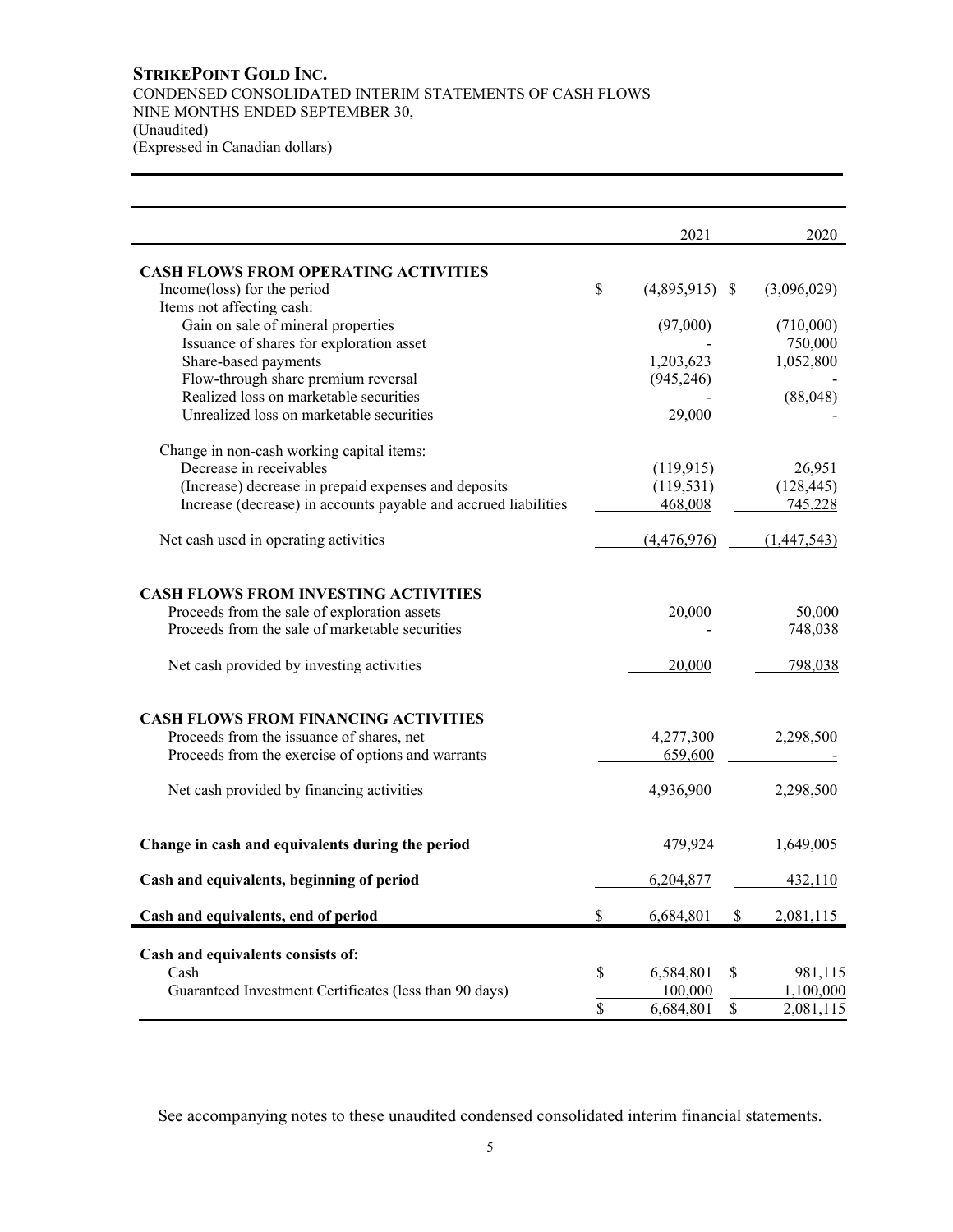**STRIKEPOINT GOLD INC.**
CONDENSED CONSOLIDATED INTERIM STATEMENTS OF CASH FLOWS
NINE MONTHS ENDED SEPTEMBER 30,
(Unaudited)
(Expressed in Canadian dollars)

| | 2021 | 2020 |
|---|---|---|
| **CASH FLOWS FROM OPERATING ACTIVITIES** | | |
| Income(loss) for the period | $ (4,895,915) | $ (3,096,029) |
| Items not affecting cash: | | |
| Gain on sale of mineral properties | (97,000) | (710,000) |
| Issuance of shares for exploration asset | - | 750,000 |
| Share-based payments | 1,203,623 | 1,052,800 |
| Flow-through share premium reversal | (945,246) | - |
| Realized loss on marketable securities | - | (88,048) |
| Unrealized loss on marketable securities | 29,000 | - |
| Change in non-cash working capital items: | | |
| Decrease in receivables | (119,915) | 26,951 |
| (Increase) decrease in prepaid expenses and deposits | (119,531) | (128,445) |
| Increase (decrease) in accounts payable and accrued liabilities | 468,008 | 745,228 |
| Net cash used in operating activities | (4,476,976) | (1,447,543) |
| **CASH FLOWS FROM INVESTING ACTIVITIES** | | |
| Proceeds from the sale of exploration assets | 20,000 | 50,000 |
| Proceeds from the sale of marketable securities | - | 748,038 |
| Net cash provided by investing activities | 20,000 | 798,038 |
| **CASH FLOWS FROM FINANCING ACTIVITIES** | | |
| Proceeds from the issuance of shares, net | 4,277,300 | 2,298,500 |
| Proceeds from the exercise of options and warrants | 659,600 | - |
| Net cash provided by financing activities | 4,936,900 | 2,298,500 |
| **Change in cash and equivalents during the period** | 479,924 | 1,649,005 |
| **Cash and equivalents, beginning of period** | 6,204,877 | 432,110 |
| **Cash and equivalents, end of period** | $ 6,684,801 | $ 2,081,115 |
| **Cash and equivalents consists of:** | | |
| Cash | $ 6,584,801 | $ 981,115 |
| Guaranteed Investment Certificates (less than 90 days) | 100,000 | 1,100,000 |
| | $ 6,684,801 | $ 2,081,115 |

See accompanying notes to these unaudited condensed consolidated interim financial statements.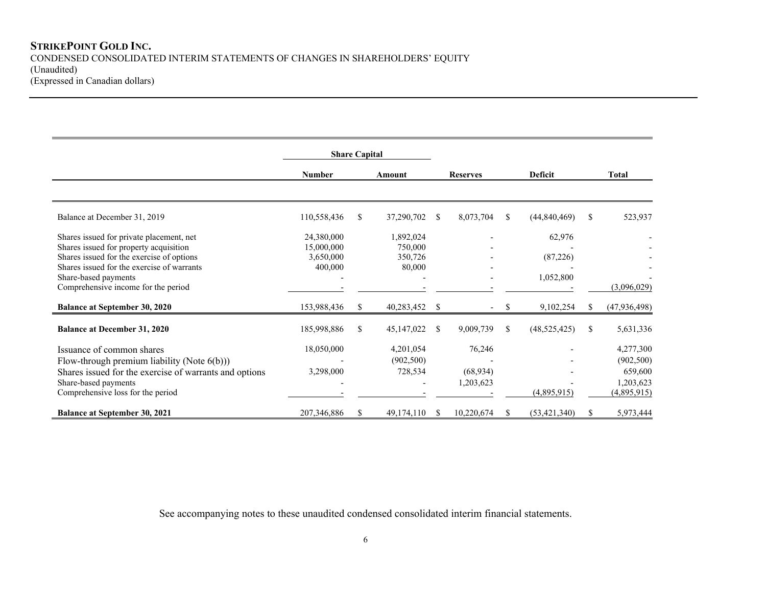# STRIKEPOINT GOLD INC.

CONDENSED CONSOLIDATED INTERIM STATEMENTS OF CHANGES IN SHAREHOLDERS' EQUITY
(Unaudited)
(Expressed in Canadian dollars)

| | Share Capital | | | | |
|---|---|---|---|---|---|
| | Number | Amount | Reserves | Deficit | Total |
| Balance at December 31, 2019 | 110,558,436 | $ 37,290,702 | $ 8,073,704 | $ (44,840,469) | $ 523,937 |
| Shares issued for private placement, net | 24,380,000 | 1,892,024 | - | 62,976 | - |
| Shares issued for property acquisition | 15,000,000 | 750,000 | - | - | - |
| Shares issued for the exercise of options | 3,650,000 | 350,726 | - | (87,226) | - |
| Shares issued for the exercise of warrants | 400,000 | 80,000 | - | - | - |
| Share-based payments | - | - | - | 1,052,800 | - |
| Comprehensive income for the period | - | - | - | - | (3,096,029) |
| **Balance at September 30, 2020** | 153,988,436 | $ 40,283,452 | $ - | $ 9,102,254 | $ (47,936,498) |
| **Balance at December 31, 2020** | 185,998,886 | $ 45,147,022 | $ 9,009,739 | $ (48,525,425) | $ 5,631,336 |
| Issuance of common shares | 18,050,000 | 4,201,054 | 76,246 | - | 4,277,300 |
| Flow-through premium liability (Note 6(b))) | - | (902,500) | - | - | (902,500) |
| Shares issued for the exercise of warrants and options | 3,298,000 | 728,534 | (68,934) | - | 659,600 |
| Share-based payments | - | - | 1,203,623 | - | 1,203,623 |
| Comprehensive loss for the period | - | - | - | (4,895,915) | (4,895,915) |
| **Balance at September 30, 2021** | 207,346,886 | $ 49,174,110 | $ 10,220,674 | $ (53,421,340) | $ 5,973,444 |

See accompanying notes to these unaudited condensed consolidated interim financial statements.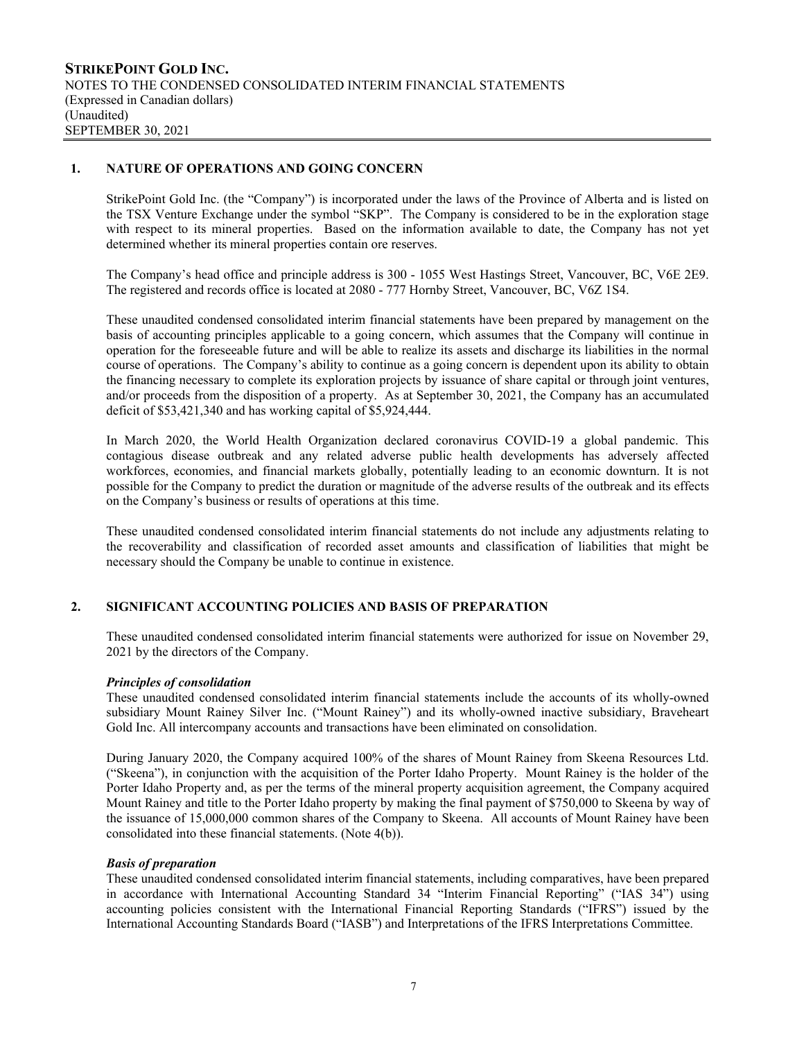## 1. NATURE OF OPERATIONS AND GOING CONCERN

StrikePoint Gold Inc. (the "Company") is incorporated under the laws of the Province of Alberta and is listed on the TSX Venture Exchange under the symbol "SKP". The Company is considered to be in the exploration stage with respect to its mineral properties. Based on the information available to date, the Company has not yet determined whether its mineral properties contain ore reserves.

The Company's head office and principle address is 300 - 1055 West Hastings Street, Vancouver, BC, V6E 2E9. The registered and records office is located at 2080 - 777 Hornby Street, Vancouver, BC, V6Z 1S4.

These unaudited condensed consolidated interim financial statements have been prepared by management on the basis of accounting principles applicable to a going concern, which assumes that the Company will continue in operation for the foreseeable future and will be able to realize its assets and discharge its liabilities in the normal course of operations. The Company's ability to continue as a going concern is dependent upon its ability to obtain the financing necessary to complete its exploration projects by issuance of share capital or through joint ventures, and/or proceeds from the disposition of a property. As at September 30, 2021, the Company has an accumulated deficit of $53,421,340 and has working capital of $5,924,444.

In March 2020, the World Health Organization declared coronavirus COVID-19 a global pandemic. This contagious disease outbreak and any related adverse public health developments has adversely affected workforces, economies, and financial markets globally, potentially leading to an economic downturn. It is not possible for the Company to predict the duration or magnitude of the adverse results of the outbreak and its effects on the Company's business or results of operations at this time.

These unaudited condensed consolidated interim financial statements do not include any adjustments relating to the recoverability and classification of recorded asset amounts and classification of liabilities that might be necessary should the Company be unable to continue in existence.

## 2. SIGNIFICANT ACCOUNTING POLICIES AND BASIS OF PREPARATION

These unaudited condensed consolidated interim financial statements were authorized for issue on November 29, 2021 by the directors of the Company.

***Principles of consolidation***

These unaudited condensed consolidated interim financial statements include the accounts of its wholly-owned subsidiary Mount Rainey Silver Inc. ("Mount Rainey") and its wholly-owned inactive subsidiary, Braveheart Gold Inc. All intercompany accounts and transactions have been eliminated on consolidation.

During January 2020, the Company acquired 100% of the shares of Mount Rainey from Skeena Resources Ltd. ("Skeena"), in conjunction with the acquisition of the Porter Idaho Property. Mount Rainey is the holder of the Porter Idaho Property and, as per the terms of the mineral property acquisition agreement, the Company acquired Mount Rainey and title to the Porter Idaho property by making the final payment of $750,000 to Skeena by way of the issuance of 15,000,000 common shares of the Company to Skeena. All accounts of Mount Rainey have been consolidated into these financial statements. (Note 4(b)).

***Basis of preparation***

These unaudited condensed consolidated interim financial statements, including comparatives, have been prepared in accordance with International Accounting Standard 34 "Interim Financial Reporting" ("IAS 34") using accounting policies consistent with the International Financial Reporting Standards ("IFRS") issued by the International Accounting Standards Board ("IASB") and Interpretations of the IFRS Interpretations Committee.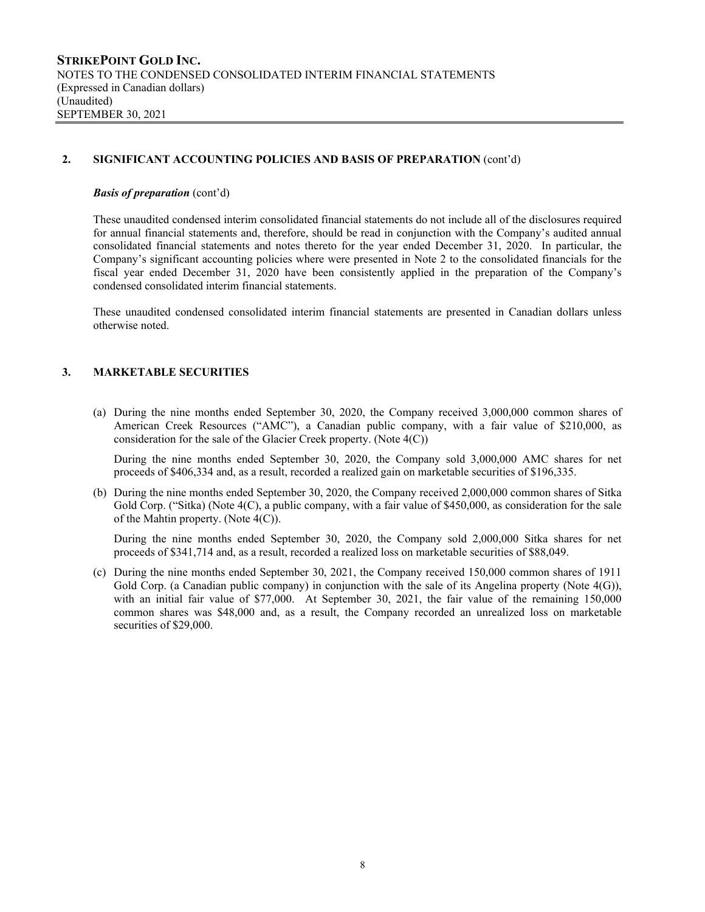## 2. SIGNIFICANT ACCOUNTING POLICIES AND BASIS OF PREPARATION (cont'd)

***Basis of preparation*** (cont'd)

These unaudited condensed interim consolidated financial statements do not include all of the disclosures required for annual financial statements and, therefore, should be read in conjunction with the Company's audited annual consolidated financial statements and notes thereto for the year ended December 31, 2020. In particular, the Company's significant accounting policies where were presented in Note 2 to the consolidated financials for the fiscal year ended December 31, 2020 have been consistently applied in the preparation of the Company's condensed consolidated interim financial statements.

These unaudited condensed interim consolidated financial statements are presented in Canadian dollars unless otherwise noted.

## 3. MARKETABLE SECURITIES

(a) During the nine months ended September 30, 2020, the Company received 3,000,000 common shares of American Creek Resources ("AMC"), a Canadian public company, with a fair value of $210,000, as consideration for the sale of the Glacier Creek property. (Note 4(C))

During the nine months ended September 30, 2020, the Company sold 3,000,000 AMC shares for net proceeds of $406,334 and, as a result, recorded a realized gain on marketable securities of $196,335.

(b) During the nine months ended September 30, 2020, the Company received 2,000,000 common shares of Sitka Gold Corp. ("Sitka) (Note 4(C), a public company, with a fair value of $450,000, as consideration for the sale of the Mahtin property. (Note 4(C)).

During the nine months ended September 30, 2020, the Company sold 2,000,000 Sitka shares for net proceeds of $341,714 and, as a result, recorded a realized loss on marketable securities of $88,049.

(c) During the nine months ended September 30, 2021, the Company received 150,000 common shares of 1911 Gold Corp. (a Canadian public company) in conjunction with the sale of its Angelina property (Note 4(G)), with an initial fair value of $77,000. At September 30, 2021, the fair value of the remaining 150,000 common shares was $48,000 and, as a result, the Company recorded an unrealized loss on marketable securities of $29,000.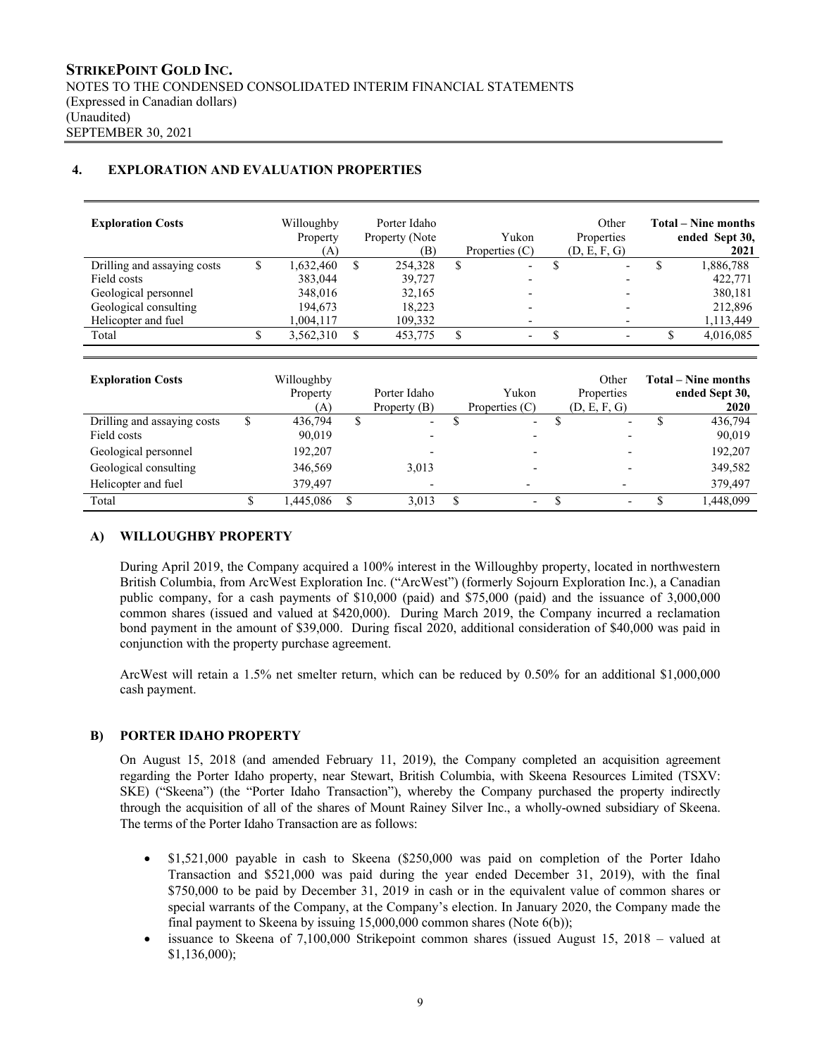## 4. EXPLORATION AND EVALUATION PROPERTIES

| Exploration Costs | Willoughby Property (A) | Porter Idaho Property (Note (B) | Yukon Properties (C) | Other Properties (D, E, F, G) | Total – Nine months ended Sept 30, 2021 |
|---|---|---|---|---|---|
| Drilling and assaying costs | $ 1,632,460 | $ 254,328 | $ - | $ - | $ 1,886,788 |
| Field costs | 383,044 | 39,727 | - | - | 422,771 |
| Geological personnel | 348,016 | 32,165 | - | - | 380,181 |
| Geological consulting | 194,673 | 18,223 | - | - | 212,896 |
| Helicopter and fuel | 1,004,117 | 109,332 | - | - | 1,113,449 |
| Total | $ 3,562,310 | $ 453,775 | $ - | $ - | $ 4,016,085 |

| Exploration Costs | Willoughby Property (A) | Porter Idaho Property (B) | Yukon Properties (C) | Other Properties (D, E, F, G) | Total – Nine months ended Sept 30, 2020 |
|---|---|---|---|---|---|
| Drilling and assaying costs | $ 436,794 | $ - | $ - | $ - | $ 436,794 |
| Field costs | 90,019 | - | - | - | 90,019 |
| Geological personnel | 192,207 | - | - | - | 192,207 |
| Geological consulting | 346,569 | 3,013 | - | - | 349,582 |
| Helicopter and fuel | 379,497 | - | - | - | 379,497 |
| Total | $ 1,445,086 | $ 3,013 | $ - | $ - | $ 1,448,099 |

### A) WILLOUGHBY PROPERTY

During April 2019, the Company acquired a 100% interest in the Willoughby property, located in northwestern British Columbia, from ArcWest Exploration Inc. ("ArcWest") (formerly Sojourn Exploration Inc.), a Canadian public company, for a cash payments of $10,000 (paid) and $75,000 (paid) and the issuance of 3,000,000 common shares (issued and valued at $420,000). During March 2019, the Company incurred a reclamation bond payment in the amount of $39,000. During fiscal 2020, additional consideration of $40,000 was paid in conjunction with the property purchase agreement.

ArcWest will retain a 1.5% net smelter return, which can be reduced by 0.50% for an additional $1,000,000 cash payment.

### B) PORTER IDAHO PROPERTY

On August 15, 2018 (and amended February 11, 2019), the Company completed an acquisition agreement regarding the Porter Idaho property, near Stewart, British Columbia, with Skeena Resources Limited (TSXV: SKE) ("Skeena") (the "Porter Idaho Transaction"), whereby the Company purchased the property indirectly through the acquisition of all of the shares of Mount Rainey Silver Inc., a wholly-owned subsidiary of Skeena. The terms of the Porter Idaho Transaction are as follows:

- $1,521,000 payable in cash to Skeena ($250,000 was paid on completion of the Porter Idaho Transaction and $521,000 was paid during the year ended December 31, 2019), with the final $750,000 to be paid by December 31, 2019 in cash or in the equivalent value of common shares or special warrants of the Company, at the Company's election. In January 2020, the Company made the final payment to Skeena by issuing 15,000,000 common shares (Note 6(b));
- issuance to Skeena of 7,100,000 Strikepoint common shares (issued August 15, 2018 – valued at $1,136,000);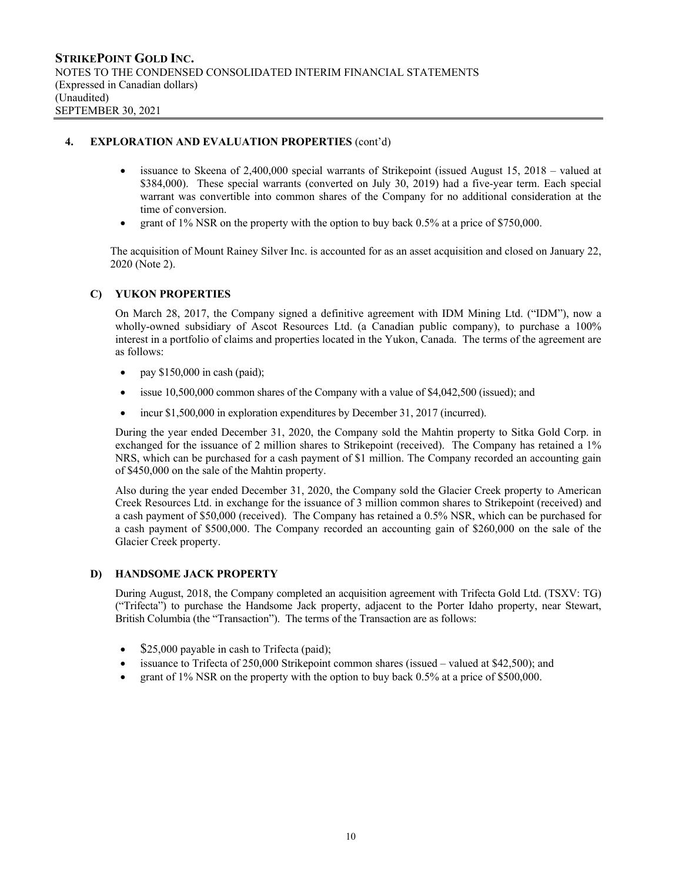## 4. EXPLORATION AND EVALUATION PROPERTIES (cont'd)

- issuance to Skeena of 2,400,000 special warrants of Strikepoint (issued August 15, 2018 – valued at \$384,000). These special warrants (converted on July 30, 2019) had a five-year term. Each special warrant was convertible into common shares of the Company for no additional consideration at the time of conversion.
- grant of 1% NSR on the property with the option to buy back 0.5% at a price of \$750,000.

The acquisition of Mount Rainey Silver Inc. is accounted for as an asset acquisition and closed on January 22, 2020 (Note 2).

### C) YUKON PROPERTIES

On March 28, 2017, the Company signed a definitive agreement with IDM Mining Ltd. ("IDM"), now a wholly-owned subsidiary of Ascot Resources Ltd. (a Canadian public company), to purchase a 100% interest in a portfolio of claims and properties located in the Yukon, Canada. The terms of the agreement are as follows:

- pay \$150,000 in cash (paid);
- issue 10,500,000 common shares of the Company with a value of \$4,042,500 (issued); and
- incur \$1,500,000 in exploration expenditures by December 31, 2017 (incurred).

During the year ended December 31, 2020, the Company sold the Mahtin property to Sitka Gold Corp. in exchanged for the issuance of 2 million shares to Strikepoint (received). The Company has retained a 1% NRS, which can be purchased for a cash payment of \$1 million. The Company recorded an accounting gain of \$450,000 on the sale of the Mahtin property.

Also during the year ended December 31, 2020, the Company sold the Glacier Creek property to American Creek Resources Ltd. in exchange for the issuance of 3 million common shares to Strikepoint (received) and a cash payment of \$50,000 (received). The Company has retained a 0.5% NSR, which can be purchased for a cash payment of \$500,000. The Company recorded an accounting gain of \$260,000 on the sale of the Glacier Creek property.

### D) HANDSOME JACK PROPERTY

During August, 2018, the Company completed an acquisition agreement with Trifecta Gold Ltd. (TSXV: TG) ("Trifecta") to purchase the Handsome Jack property, adjacent to the Porter Idaho property, near Stewart, British Columbia (the "Transaction"). The terms of the Transaction are as follows:

- \$25,000 payable in cash to Trifecta (paid);
- issuance to Trifecta of 250,000 Strikepoint common shares (issued – valued at \$42,500); and
- grant of 1% NSR on the property with the option to buy back 0.5% at a price of \$500,000.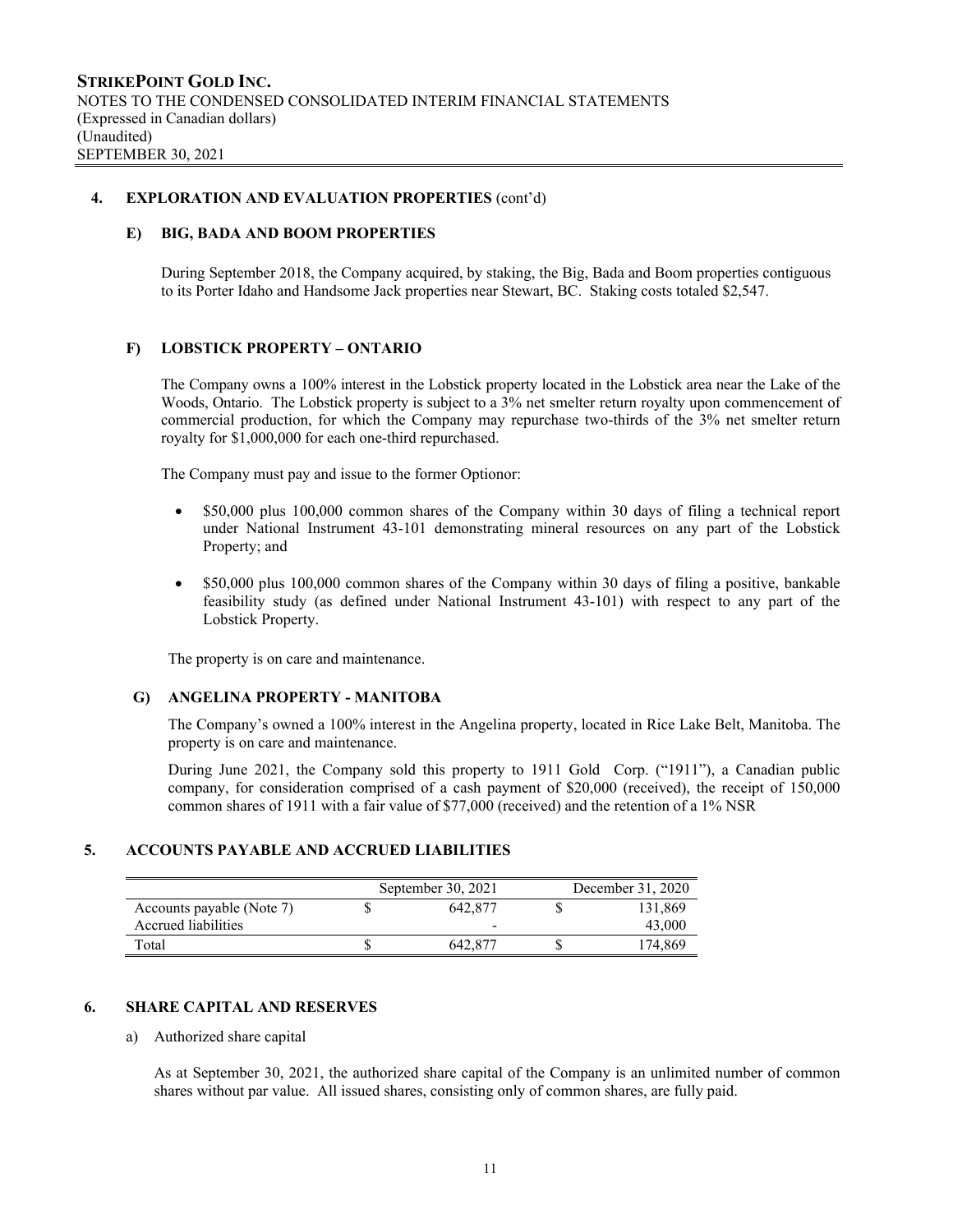## 4. EXPLORATION AND EVALUATION PROPERTIES (cont'd)

### E) BIG, BADA AND BOOM PROPERTIES

During September 2018, the Company acquired, by staking, the Big, Bada and Boom properties contiguous to its Porter Idaho and Handsome Jack properties near Stewart, BC. Staking costs totaled $2,547.

### F) LOBSTICK PROPERTY – ONTARIO

The Company owns a 100% interest in the Lobstick property located in the Lobstick area near the Lake of the Woods, Ontario. The Lobstick property is subject to a 3% net smelter return royalty upon commencement of commercial production, for which the Company may repurchase two-thirds of the 3% net smelter return royalty for $1,000,000 for each one-third repurchased.

The Company must pay and issue to the former Optionor:

- $50,000 plus 100,000 common shares of the Company within 30 days of filing a technical report under National Instrument 43-101 demonstrating mineral resources on any part of the Lobstick Property; and
- $50,000 plus 100,000 common shares of the Company within 30 days of filing a positive, bankable feasibility study (as defined under National Instrument 43-101) with respect to any part of the Lobstick Property.

The property is on care and maintenance.

### G) ANGELINA PROPERTY - MANITOBA

The Company's owned a 100% interest in the Angelina property, located in Rice Lake Belt, Manitoba. The property is on care and maintenance.

During June 2021, the Company sold this property to 1911 Gold Corp. ("1911"), a Canadian public company, for consideration comprised of a cash payment of $20,000 (received), the receipt of 150,000 common shares of 1911 with a fair value of $77,000 (received) and the retention of a 1% NSR

## 5. ACCOUNTS PAYABLE AND ACCRUED LIABILITIES

| | September 30, 2021 | December 31, 2020 |
|---|---|---|
| Accounts payable (Note 7) | $ 642,877 | $ 131,869 |
| Accrued liabilities | - | 43,000 |
| Total | $ 642,877 | $ 174,869 |

## 6. SHARE CAPITAL AND RESERVES

a) Authorized share capital

As at September 30, 2021, the authorized share capital of the Company is an unlimited number of common shares without par value. All issued shares, consisting only of common shares, are fully paid.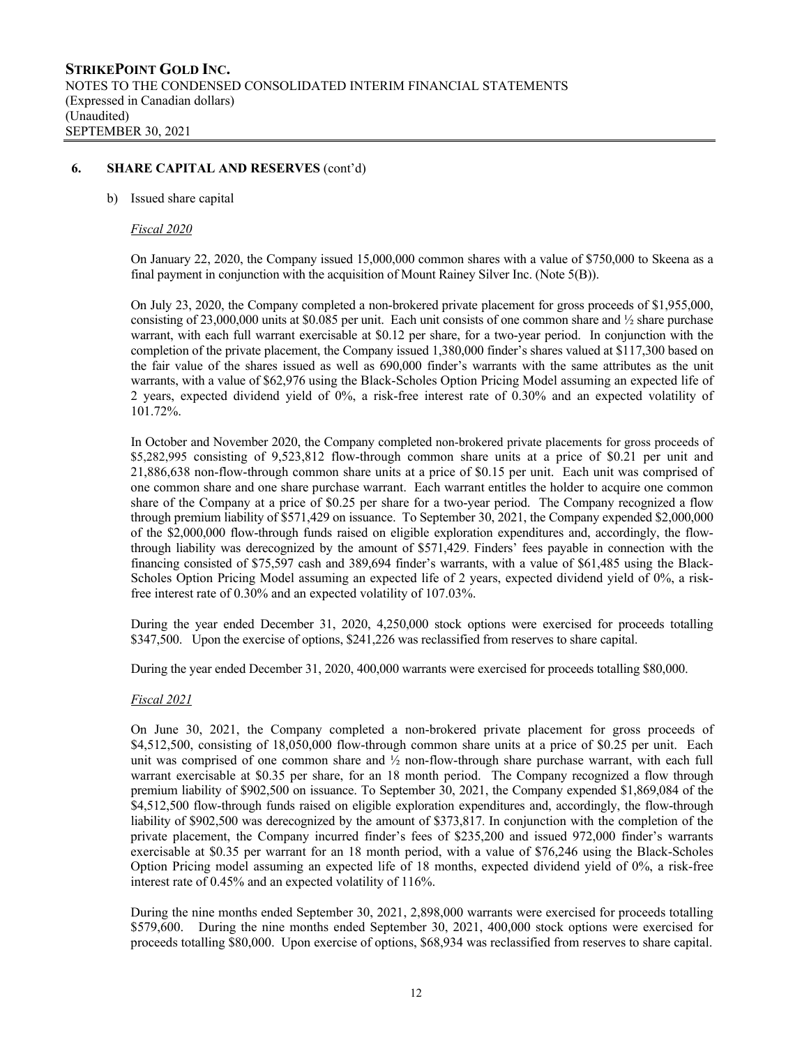## 6. SHARE CAPITAL AND RESERVES (cont'd)

b) Issued share capital

*Fiscal 2020*

On January 22, 2020, the Company issued 15,000,000 common shares with a value of $750,000 to Skeena as a final payment in conjunction with the acquisition of Mount Rainey Silver Inc. (Note 5(B)).

On July 23, 2020, the Company completed a non-brokered private placement for gross proceeds of $1,955,000, consisting of 23,000,000 units at $0.085 per unit. Each unit consists of one common share and ½ share purchase warrant, with each full warrant exercisable at $0.12 per share, for a two-year period. In conjunction with the completion of the private placement, the Company issued 1,380,000 finder's shares valued at $117,300 based on the fair value of the shares issued as well as 690,000 finder's warrants with the same attributes as the unit warrants, with a value of $62,976 using the Black-Scholes Option Pricing Model assuming an expected life of 2 years, expected dividend yield of 0%, a risk-free interest rate of 0.30% and an expected volatility of 101.72%.

In October and November 2020, the Company completed non-brokered private placements for gross proceeds of $5,282,995 consisting of 9,523,812 flow-through common share units at a price of $0.21 per unit and 21,886,638 non-flow-through common share units at a price of $0.15 per unit. Each unit was comprised of one common share and one share purchase warrant. Each warrant entitles the holder to acquire one common share of the Company at a price of $0.25 per share for a two-year period. The Company recognized a flow through premium liability of $571,429 on issuance. To September 30, 2021, the Company expended $2,000,000 of the $2,000,000 flow-through funds raised on eligible exploration expenditures and, accordingly, the flow-through liability was derecognized by the amount of $571,429. Finders' fees payable in connection with the financing consisted of $75,597 cash and 389,694 finder's warrants, with a value of $61,485 using the Black-Scholes Option Pricing Model assuming an expected life of 2 years, expected dividend yield of 0%, a risk-free interest rate of 0.30% and an expected volatility of 107.03%.

During the year ended December 31, 2020, 4,250,000 stock options were exercised for proceeds totalling $347,500. Upon the exercise of options, $241,226 was reclassified from reserves to share capital.

During the year ended December 31, 2020, 400,000 warrants were exercised for proceeds totalling $80,000.

*Fiscal 2021*

On June 30, 2021, the Company completed a non-brokered private placement for gross proceeds of $4,512,500, consisting of 18,050,000 flow-through common share units at a price of $0.25 per unit. Each unit was comprised of one common share and ½ non-flow-through share purchase warrant, with each full warrant exercisable at $0.35 per share, for an 18 month period. The Company recognized a flow through premium liability of $902,500 on issuance. To September 30, 2021, the Company expended $1,869,084 of the $4,512,500 flow-through funds raised on eligible exploration expenditures and, accordingly, the flow-through liability of $902,500 was derecognized by the amount of $373,817. In conjunction with the completion of the private placement, the Company incurred finder's fees of $235,200 and issued 972,000 finder's warrants exercisable at $0.35 per warrant for an 18 month period, with a value of $76,246 using the Black-Scholes Option Pricing model assuming an expected life of 18 months, expected dividend yield of 0%, a risk-free interest rate of 0.45% and an expected volatility of 116%.

During the nine months ended September 30, 2021, 2,898,000 warrants were exercised for proceeds totalling $579,600. During the nine months ended September 30, 2021, 400,000 stock options were exercised for proceeds totalling $80,000. Upon exercise of options, $68,934 was reclassified from reserves to share capital.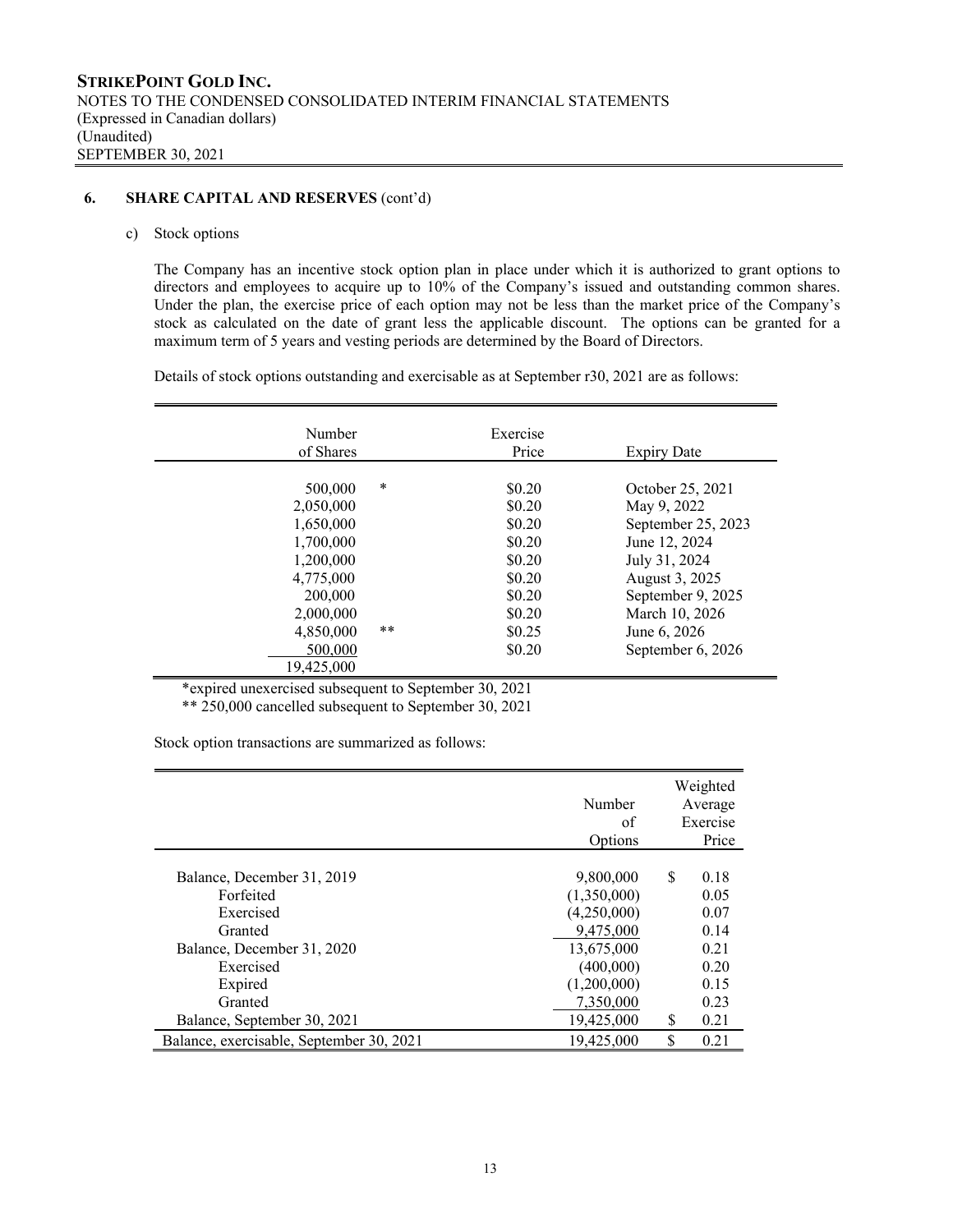**STRIKEPOINT GOLD INC.**
NOTES TO THE CONDENSED CONSOLIDATED INTERIM FINANCIAL STATEMENTS
(Expressed in Canadian dollars)
(Unaudited)
SEPTEMBER 30, 2021

## 6. SHARE CAPITAL AND RESERVES (cont'd)

c) Stock options

The Company has an incentive stock option plan in place under which it is authorized to grant options to directors and employees to acquire up to 10% of the Company's issued and outstanding common shares. Under the plan, the exercise price of each option may not be less than the market price of the Company's stock as calculated on the date of grant less the applicable discount. The options can be granted for a maximum term of 5 years and vesting periods are determined by the Board of Directors.

Details of stock options outstanding and exercisable as at September r30, 2021 are as follows:

| Number of Shares | | Exercise Price | Expiry Date |
|---|---|---|---|
| 500,000 | * | $0.20 | October 25, 2021 |
| 2,050,000 | | $0.20 | May 9, 2022 |
| 1,650,000 | | $0.20 | September 25, 2023 |
| 1,700,000 | | $0.20 | June 12, 2024 |
| 1,200,000 | | $0.20 | July 31, 2024 |
| 4,775,000 | | $0.20 | August 3, 2025 |
| 200,000 | | $0.20 | September 9, 2025 |
| 2,000,000 | | $0.20 | March 10, 2026 |
| 4,850,000 | ** | $0.25 | June 6, 2026 |
| 500,000 | | $0.20 | September 6, 2026 |
| 19,425,000 | | | |

*expired unexercised subsequent to September 30, 2021
** 250,000 cancelled subsequent to September 30, 2021

Stock option transactions are summarized as follows:

| | Number of Options | Weighted Average Exercise Price |
|---|---|---|
| Balance, December 31, 2019 | 9,800,000 | $ 0.18 |
| Forfeited | (1,350,000) | 0.05 |
| Exercised | (4,250,000) | 0.07 |
| Granted | 9,475,000 | 0.14 |
| Balance, December 31, 2020 | 13,675,000 | 0.21 |
| Exercised | (400,000) | 0.20 |
| Expired | (1,200,000) | 0.15 |
| Granted | 7,350,000 | 0.23 |
| Balance, September 30, 2021 | 19,425,000 | $ 0.21 |
| Balance, exercisable, September 30, 2021 | 19,425,000 | $ 0.21 |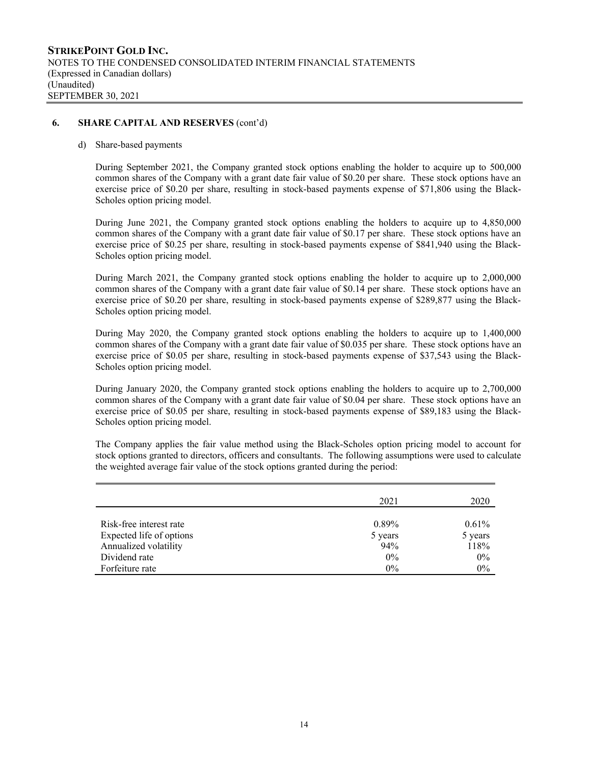## 6. SHARE CAPITAL AND RESERVES (cont'd)

d) Share-based payments

During September 2021, the Company granted stock options enabling the holder to acquire up to 500,000 common shares of the Company with a grant date fair value of $0.20 per share. These stock options have an exercise price of $0.20 per share, resulting in stock-based payments expense of $71,806 using the Black-Scholes option pricing model.

During June 2021, the Company granted stock options enabling the holders to acquire up to 4,850,000 common shares of the Company with a grant date fair value of $0.17 per share. These stock options have an exercise price of $0.25 per share, resulting in stock-based payments expense of $841,940 using the Black-Scholes option pricing model.

During March 2021, the Company granted stock options enabling the holder to acquire up to 2,000,000 common shares of the Company with a grant date fair value of $0.14 per share. These stock options have an exercise price of $0.20 per share, resulting in stock-based payments expense of $289,877 using the Black-Scholes option pricing model.

During May 2020, the Company granted stock options enabling the holders to acquire up to 1,400,000 common shares of the Company with a grant date fair value of $0.035 per share. These stock options have an exercise price of $0.05 per share, resulting in stock-based payments expense of $37,543 using the Black-Scholes option pricing model.

During January 2020, the Company granted stock options enabling the holders to acquire up to 2,700,000 common shares of the Company with a grant date fair value of $0.04 per share. These stock options have an exercise price of $0.05 per share, resulting in stock-based payments expense of $89,183 using the Black-Scholes option pricing model.

The Company applies the fair value method using the Black-Scholes option pricing model to account for stock options granted to directors, officers and consultants. The following assumptions were used to calculate the weighted average fair value of the stock options granted during the period:

| | 2021 | 2020 |
|---|---|---|
| Risk-free interest rate | 0.89% | 0.61% |
| Expected life of options | 5 years | 5 years |
| Annualized volatility | 94% | 118% |
| Dividend rate | 0% | 0% |
| Forfeiture rate | 0% | 0% |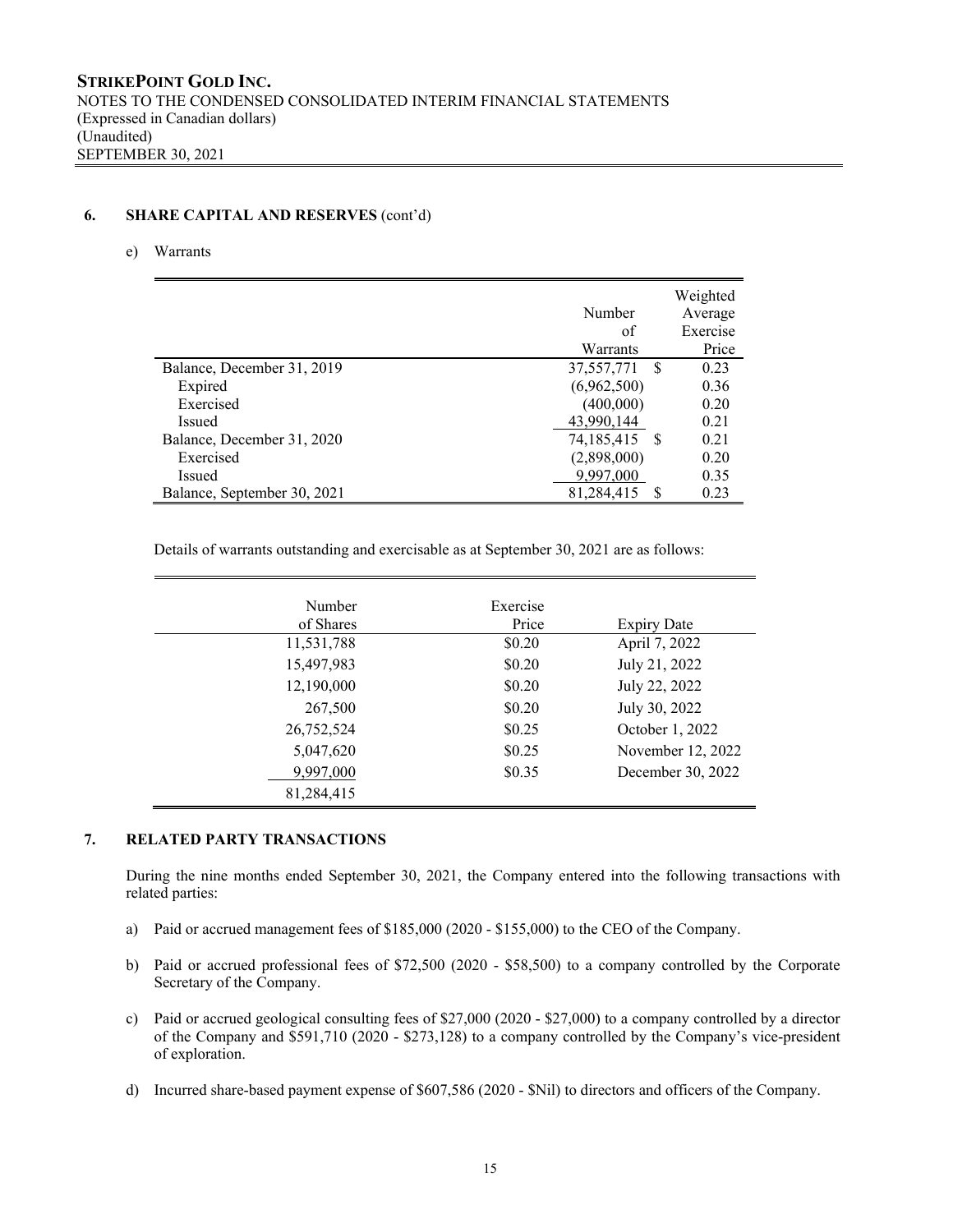## 6. SHARE CAPITAL AND RESERVES (cont'd)

e) Warrants

| | Number of Warrants | Weighted Average Exercise Price |
|---|---|---|
| Balance, December 31, 2019 | 37,557,771 | $ 0.23 |
| Expired | (6,962,500) | 0.36 |
| Exercised | (400,000) | 0.20 |
| Issued | 43,990,144 | 0.21 |
| Balance, December 31, 2020 | 74,185,415 | $ 0.21 |
| Exercised | (2,898,000) | 0.20 |
| Issued | 9,997,000 | 0.35 |
| Balance, September 30, 2021 | 81,284,415 | $ 0.23 |

Details of warrants outstanding and exercisable as at September 30, 2021 are as follows:

| Number of Shares | Exercise Price | Expiry Date |
|---|---|---|
| 11,531,788 | $0.20 | April 7, 2022 |
| 15,497,983 | $0.20 | July 21, 2022 |
| 12,190,000 | $0.20 | July 22, 2022 |
| 267,500 | $0.20 | July 30, 2022 |
| 26,752,524 | $0.25 | October 1, 2022 |
| 5,047,620 | $0.25 | November 12, 2022 |
| 9,997,000 | $0.35 | December 30, 2022 |
| 81,284,415 | | |

## 7. RELATED PARTY TRANSACTIONS

During the nine months ended September 30, 2021, the Company entered into the following transactions with related parties:

a) Paid or accrued management fees of $185,000 (2020 - $155,000) to the CEO of the Company.

b) Paid or accrued professional fees of $72,500 (2020 - $58,500) to a company controlled by the Corporate Secretary of the Company.

c) Paid or accrued geological consulting fees of $27,000 (2020 - $27,000) to a company controlled by a director of the Company and $591,710 (2020 - $273,128) to a company controlled by the Company's vice-president of exploration.

d) Incurred share-based payment expense of $607,586 (2020 - $Nil) to directors and officers of the Company.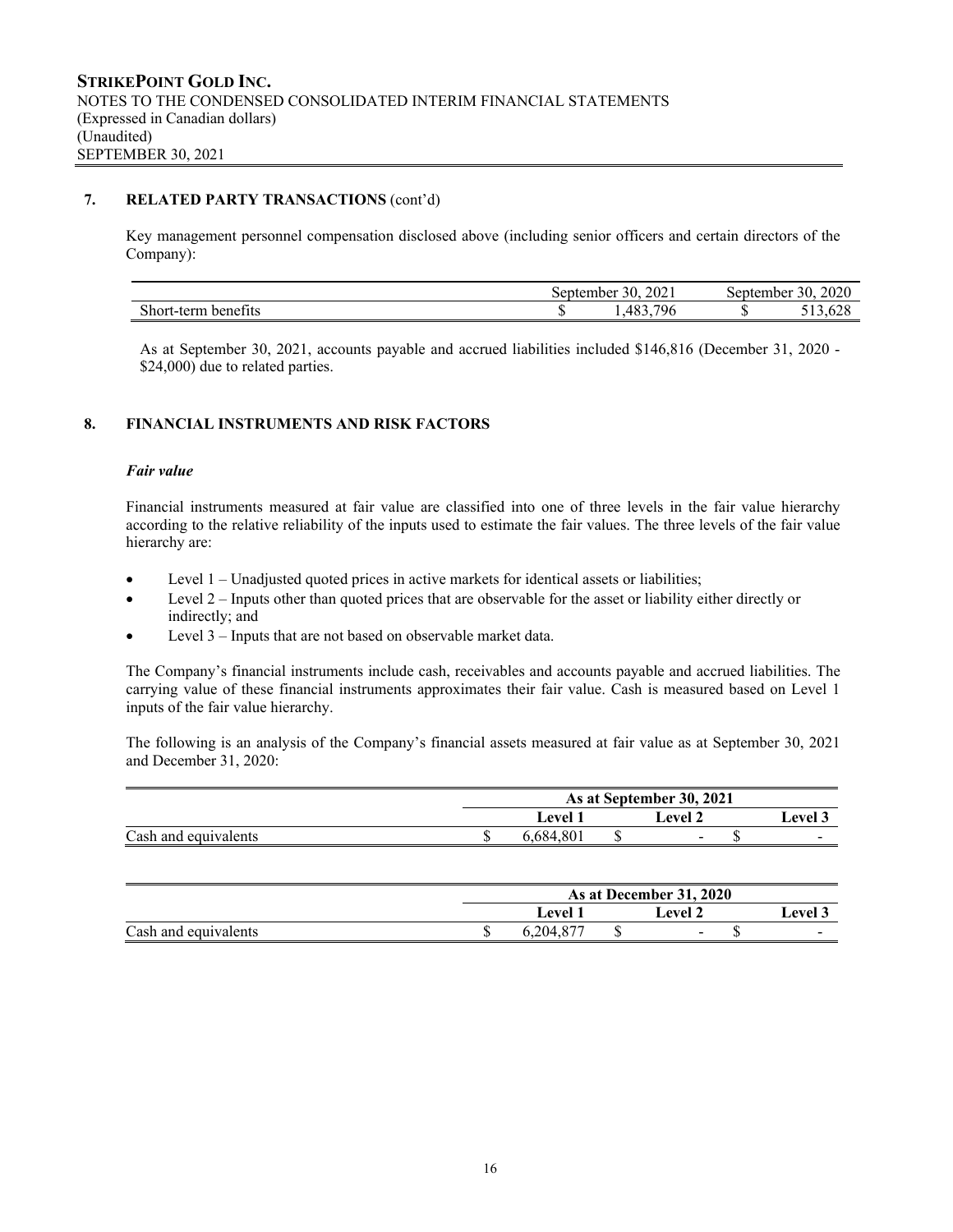## 7. RELATED PARTY TRANSACTIONS (cont'd)

Key management personnel compensation disclosed above (including senior officers and certain directors of the Company):

| | September 30, 2021 | September 30, 2020 |
|---|---|---|
| Short-term benefits | $ 1,483,796 | $ 513,628 |

As at September 30, 2021, accounts payable and accrued liabilities included $146,816 (December 31, 2020 - $24,000) due to related parties.

## 8. FINANCIAL INSTRUMENTS AND RISK FACTORS

### *Fair value*

Financial instruments measured at fair value are classified into one of three levels in the fair value hierarchy according to the relative reliability of the inputs used to estimate the fair values. The three levels of the fair value hierarchy are:

- Level 1 – Unadjusted quoted prices in active markets for identical assets or liabilities;
- Level 2 – Inputs other than quoted prices that are observable for the asset or liability either directly or indirectly; and
- Level 3 – Inputs that are not based on observable market data.

The Company's financial instruments include cash, receivables and accounts payable and accrued liabilities. The carrying value of these financial instruments approximates their fair value. Cash is measured based on Level 1 inputs of the fair value hierarchy.

The following is an analysis of the Company's financial assets measured at fair value as at September 30, 2021 and December 31, 2020:

| | As at September 30, 2021 | | |
|---|---|---|---|
| | Level 1 | Level 2 | Level 3 |
| Cash and equivalents | $ 6,684,801 | $ - | $ - |

| | As at December 31, 2020 | | |
|---|---|---|---|
| | Level 1 | Level 2 | Level 3 |
| Cash and equivalents | $ 6,204,877 | $ - | $ - |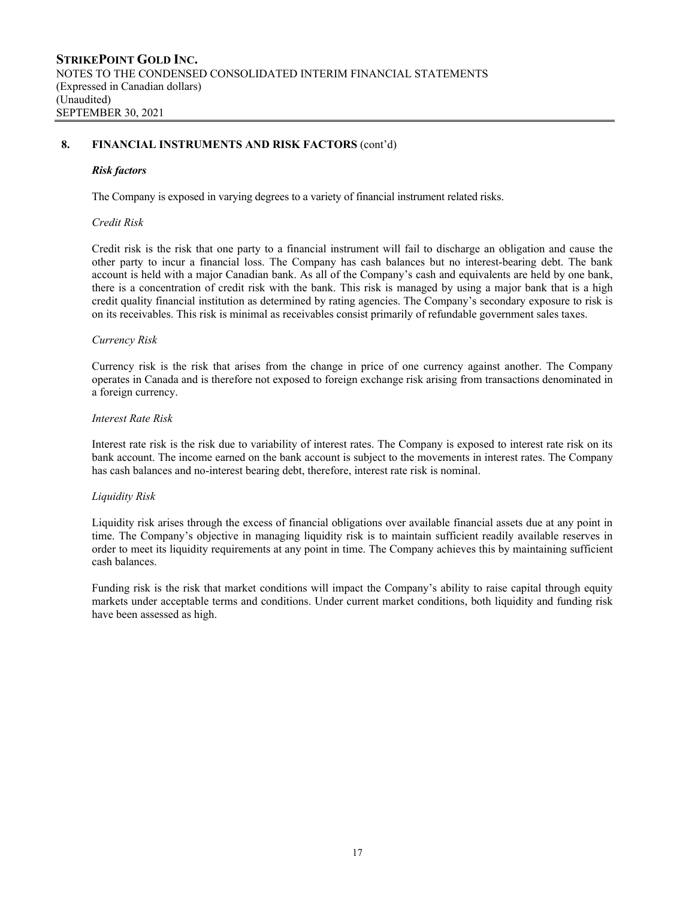## 8. FINANCIAL INSTRUMENTS AND RISK FACTORS (cont'd)

### *Risk factors*

The Company is exposed in varying degrees to a variety of financial instrument related risks.

*Credit Risk*

Credit risk is the risk that one party to a financial instrument will fail to discharge an obligation and cause the other party to incur a financial loss. The Company has cash balances but no interest-bearing debt. The bank account is held with a major Canadian bank. As all of the Company's cash and equivalents are held by one bank, there is a concentration of credit risk with the bank. This risk is managed by using a major bank that is a high credit quality financial institution as determined by rating agencies. The Company's secondary exposure to risk is on its receivables. This risk is minimal as receivables consist primarily of refundable government sales taxes.

*Currency Risk*

Currency risk is the risk that arises from the change in price of one currency against another. The Company operates in Canada and is therefore not exposed to foreign exchange risk arising from transactions denominated in a foreign currency.

*Interest Rate Risk*

Interest rate risk is the risk due to variability of interest rates. The Company is exposed to interest rate risk on its bank account. The income earned on the bank account is subject to the movements in interest rates. The Company has cash balances and no-interest bearing debt, therefore, interest rate risk is nominal.

*Liquidity Risk*

Liquidity risk arises through the excess of financial obligations over available financial assets due at any point in time. The Company's objective in managing liquidity risk is to maintain sufficient readily available reserves in order to meet its liquidity requirements at any point in time. The Company achieves this by maintaining sufficient cash balances.

Funding risk is the risk that market conditions will impact the Company's ability to raise capital through equity markets under acceptable terms and conditions. Under current market conditions, both liquidity and funding risk have been assessed as high.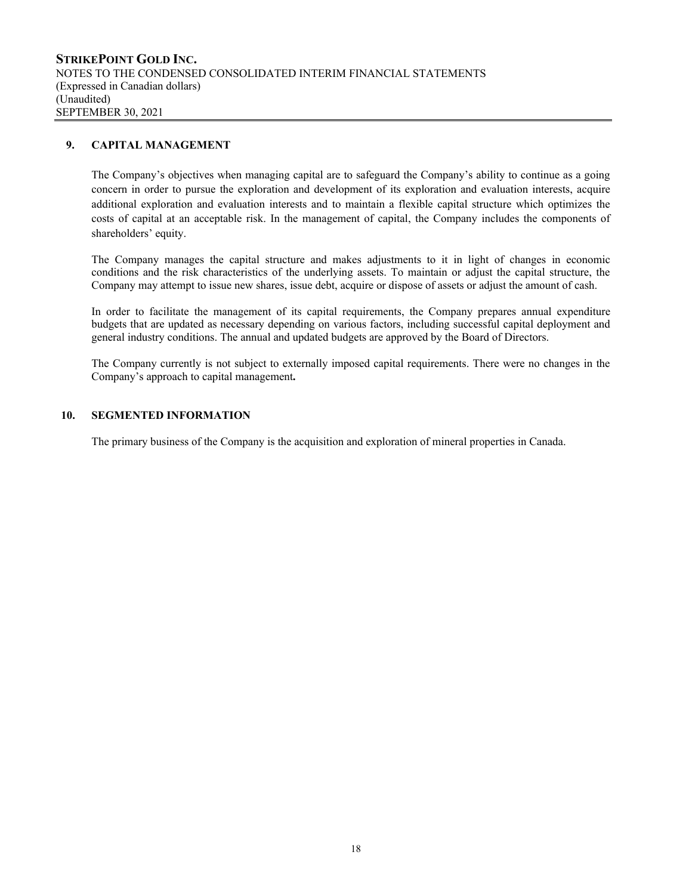## 9. CAPITAL MANAGEMENT

The Company's objectives when managing capital are to safeguard the Company's ability to continue as a going concern in order to pursue the exploration and development of its exploration and evaluation interests, acquire additional exploration and evaluation interests and to maintain a flexible capital structure which optimizes the costs of capital at an acceptable risk. In the management of capital, the Company includes the components of shareholders' equity.

The Company manages the capital structure and makes adjustments to it in light of changes in economic conditions and the risk characteristics of the underlying assets. To maintain or adjust the capital structure, the Company may attempt to issue new shares, issue debt, acquire or dispose of assets or adjust the amount of cash.

In order to facilitate the management of its capital requirements, the Company prepares annual expenditure budgets that are updated as necessary depending on various factors, including successful capital deployment and general industry conditions. The annual and updated budgets are approved by the Board of Directors.

The Company currently is not subject to externally imposed capital requirements. There were no changes in the Company's approach to capital management**.**

## 10. SEGMENTED INFORMATION

The primary business of the Company is the acquisition and exploration of mineral properties in Canada.